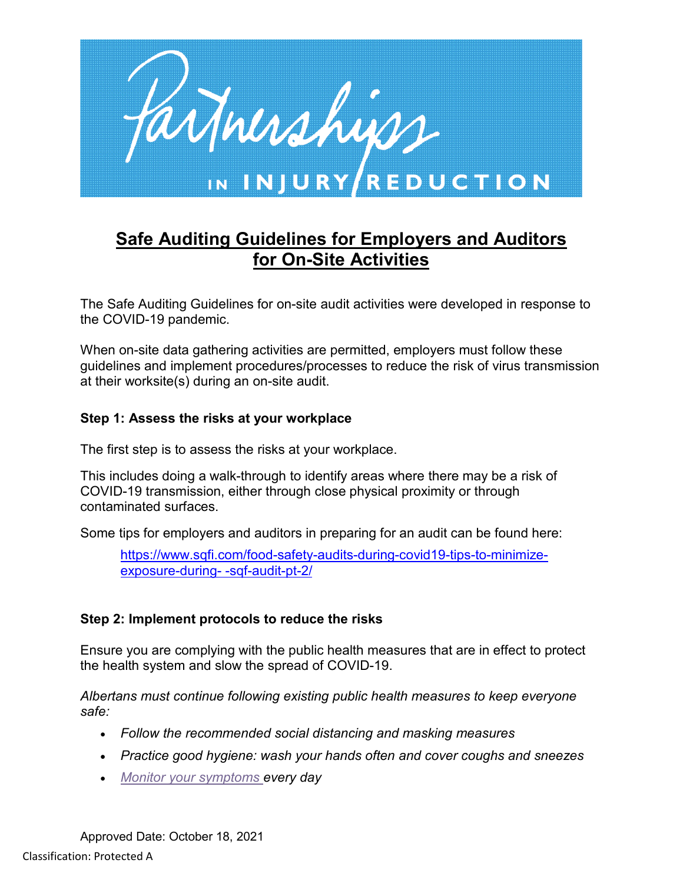Partnerships IN INJURY REDUCTION

# Safe Auditing Guidelines for Employers and Auditors for On-Site Activities

The Safe Auditing Guidelines for on-site audit activities were developed in response to the COVID-19 pandemic.

When on-site data gathering activities are permitted, employers must follow these guidelines and implement procedures/processes to reduce the risk of virus transmission at their worksite(s) during an on-site audit.

### Step 1: Assess the risks at your workplace

The first step is to assess the risks at your workplace.

This includes doing a walk-through to identify areas where there may be a risk of COVID-19 transmission, either through close physical proximity or through contaminated surfaces.

Some tips for employers and auditors in preparing for an audit can be found here:

> https://www.sqfi.com/food-safety-audits-during-covid19-tips-to-minimize-exposure-during- -sqf-audit-pt-2/

### Step 2: Implement protocols to reduce the risks

Ensure you are complying with the public health measures that are in effect to protect the health system and slow the spread of COVID-19.

*Albertans must continue following existing public health measures to keep everyone safe:*

- *Follow the recommended social distancing and masking measures*
- *Practice good hygiene: wash your hands often and cover coughs and sneezes*
- *Monitor your symptoms every day*

Approved Date: October 18, 2021

Classification: Protected A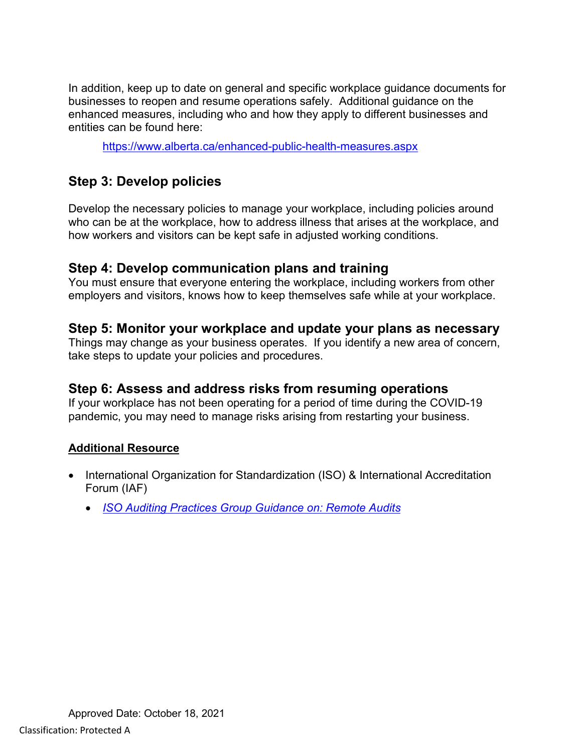In addition, keep up to date on general and specific workplace guidance documents for businesses to reopen and resume operations safely. Additional guidance on the enhanced measures, including who and how they apply to different businesses and entities can be found here:

https://www.alberta.ca/enhanced-public-health-measures.aspx

## Step 3: Develop policies

Develop the necessary policies to manage your workplace, including policies around who can be at the workplace, how to address illness that arises at the workplace, and how workers and visitors can be kept safe in adjusted working conditions.

## Step 4: Develop communication plans and training

You must ensure that everyone entering the workplace, including workers from other employers and visitors, knows how to keep themselves safe while at your workplace.

## Step 5: Monitor your workplace and update your plans as necessary

Things may change as your business operates. If you identify a new area of concern, take steps to update your policies and procedures.

## Step 6: Assess and address risks from resuming operations

If your workplace has not been operating for a period of time during the COVID-19 pandemic, you may need to manage risks arising from restarting your business.

**Additional Resource**

- International Organization for Standardization (ISO) & International Accreditation Forum (IAF)
  - *ISO Auditing Practices Group Guidance on: Remote Audits*

Approved Date: October 18, 2021

Classification: Protected A